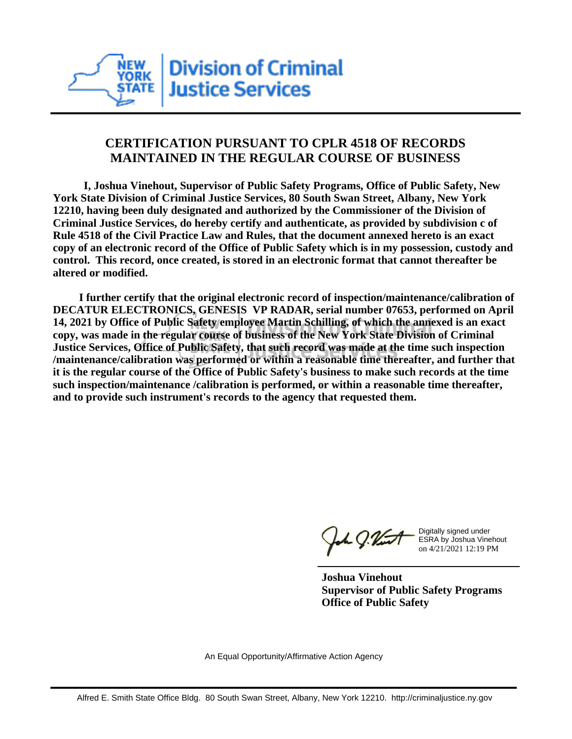New York State Division of Criminal Justice Services

## CERTIFICATION PURSUANT TO CPLR 4518 OF RECORDS MAINTAINED IN THE REGULAR COURSE OF BUSINESS

**I, Joshua Vinehout, Supervisor of Public Safety Programs, Office of Public Safety, New York State Division of Criminal Justice Services, 80 South Swan Street, Albany, New York 12210, having been duly designated and authorized by the Commissioner of the Division of Criminal Justice Services, do hereby certify and authenticate, as provided by subdivision c of Rule 4518 of the Civil Practice Law and Rules, that the document annexed hereto is an exact copy of an electronic record of the Office of Public Safety which is in my possession, custody and control. This record, once created, is stored in an electronic format that cannot thereafter be altered or modified.**

**I further certify that the original electronic record of inspection/maintenance/calibration of DECATUR ELECTRONICS, GENESIS VP RADAR, serial number 07653, performed on April 14, 2021 by Office of Public Safety employee Martin Schilling, of which the annexed is an exact copy, was made in the regular course of business of the New York State Division of Criminal Justice Services, Office of Public Safety, that such record was made at the time such inspection /maintenance/calibration was performed or within a reasonable time thereafter, and further that it is the regular course of the Office of Public Safety's business to make such records at the time such inspection/maintenance /calibration is performed, or within a reasonable time thereafter, and to provide such instrument's records to the agency that requested them.**

Digitally signed under ESRA by Joshua Vinehout on 4/21/2021 12:19 PM

**Joshua Vinehout**
**Supervisor of Public Safety Programs**
**Office of Public Safety**

An Equal Opportunity/Affirmative Action Agency

Alfred E. Smith State Office Bldg. 80 South Swan Street, Albany, New York 12210. http://criminaljustice.ny.gov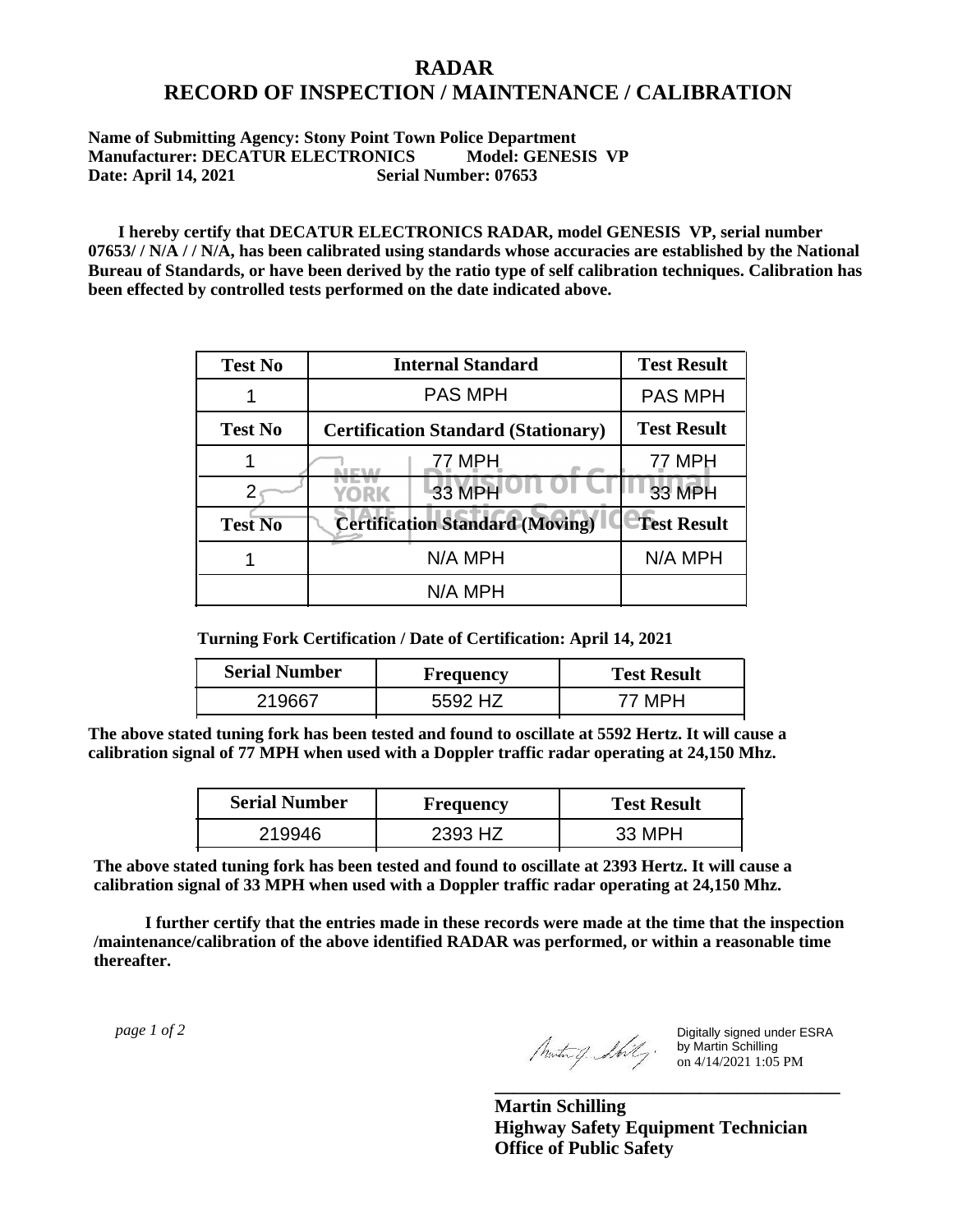# RADAR
# RECORD OF INSPECTION / MAINTENANCE / CALIBRATION

**Name of Submitting Agency: Stony Point Town Police Department**
**Manufacturer: DECATUR ELECTRONICS Model: GENESIS VP**
**Date: April 14, 2021 Serial Number: 07653**

**I hereby certify that DECATUR ELECTRONICS RADAR, model GENESIS VP, serial number 07653/ / N/A / / N/A, has been calibrated using standards whose accuracies are established by the National Bureau of Standards, or have been derived by the ratio type of self calibration techniques. Calibration has been effected by controlled tests performed on the date indicated above.**

| Test No | Internal Standard | Test Result |
|---|---|---|
| 1 | PAS MPH | PAS MPH |
| **Test No** | **Certification Standard (Stationary)** | **Test Result** |
| 1 | 77 MPH | 77 MPH |
| 2 | 33 MPH | 33 MPH |
| **Test No** | **Certification Standard (Moving)** | **Test Result** |
| 1 | N/A MPH | N/A MPH |
| | N/A MPH | |

**Turning Fork Certification / Date of Certification: April 14, 2021**

| Serial Number | Frequency | Test Result |
|---|---|---|
| 219667 | 5592 HZ | 77 MPH |

**The above stated tuning fork has been tested and found to oscillate at 5592 Hertz. It will cause a calibration signal of 77 MPH when used with a Doppler traffic radar operating at 24,150 Mhz.**

| Serial Number | Frequency | Test Result |
|---|---|---|
| 219946 | 2393 HZ | 33 MPH |

**The above stated tuning fork has been tested and found to oscillate at 2393 Hertz. It will cause a calibration signal of 33 MPH when used with a Doppler traffic radar operating at 24,150 Mhz.**

**I further certify that the entries made in these records were made at the time that the inspection /maintenance/calibration of the above identified RADAR was performed, or within a reasonable time thereafter.**

Digitally signed under ESRA by Martin Schilling on 4/14/2021 1:05 PM

**Martin Schilling**
**Highway Safety Equipment Technician**
**Office of Public Safety**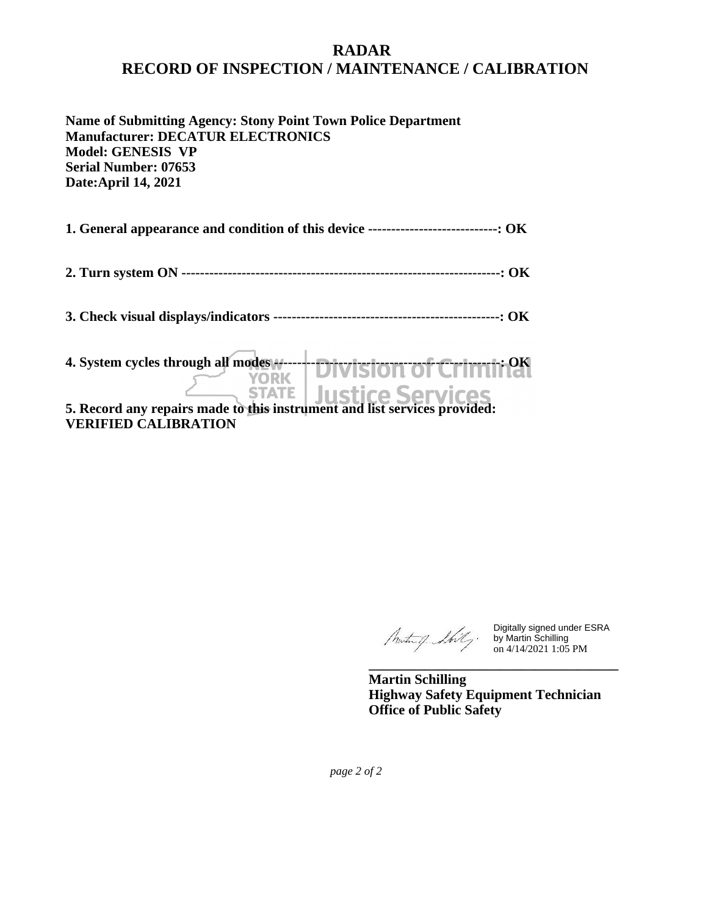# RADAR
# RECORD OF INSPECTION / MAINTENANCE / CALIBRATION

**Name of Submitting Agency: Stony Point Town Police Department**
**Manufacturer: DECATUR ELECTRONICS**
**Model: GENESIS VP**
**Serial Number: 07653**
**Date:April 14, 2021**

**1. General appearance and condition of this device ----------------------------: OK**

**2. Turn system ON -------------------------------------------------------------------: OK**

**3. Check visual displays/indicators -------------------------------------------------: OK**

**4. System cycles through all modes ---------------------------------------------: OK**

**5. Record any repairs made to this instrument and list services provided:**
**VERIFIED CALIBRATION**

Digitally signed under ESRA
by Martin Schilling
on 4/14/2021 1:05 PM

**Martin Schilling**
**Highway Safety Equipment Technician**
**Office of Public Safety**